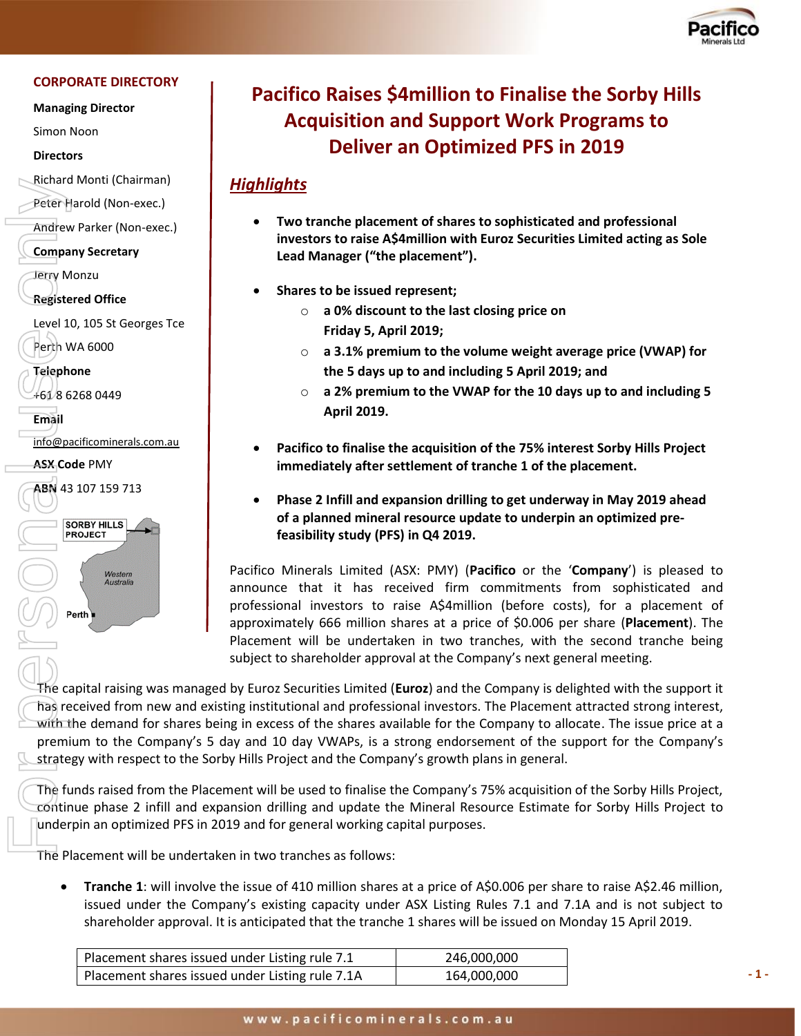**CORPORATE DIRECTORY**

**Managing Director**

Simon Noon

**Directors**

Richard Monti (Chairman)

Peter Harold (Non-exec.)

Andrew Parker (Non-exec.)

**Company Secretary**

Jerry Monzu

**Registered Office**

Level 10, 105 St Georges Tce

Perth WA 6000

**Telephone**

+61 8 6268 0449

**Email**

info@pacificominerals.com.au

**ASX Code** PMY

**ABN** 43 107 159 713

# Pacifico Raises $4million to Finalise the Sorby Hills Acquisition and Support Work Programs to Deliver an Optimized PFS in 2019

## *Highlights*

- **Two tranche placement of shares to sophisticated and professional investors to raise A$4million with Euroz Securities Limited acting as Sole Lead Manager ("the placement").**
- **Shares to be issued represent;**
  - **a 0% discount to the last closing price on Friday 5, April 2019;**
  - **a 3.1% premium to the volume weight average price (VWAP) for the 5 days up to and including 5 April 2019; and**
  - **a 2% premium to the VWAP for the 10 days up to and including 5 April 2019.**
- **Pacifico to finalise the acquisition of the 75% interest Sorby Hills Project immediately after settlement of tranche 1 of the placement.**
- **Phase 2 Infill and expansion drilling to get underway in May 2019 ahead of a planned mineral resource update to underpin an optimized pre-feasibility study (PFS) in Q4 2019.**

Pacifico Minerals Limited (ASX: PMY) (**Pacifico** or the '**Company**') is pleased to announce that it has received firm commitments from sophisticated and professional investors to raise A$4million (before costs), for a placement of approximately 666 million shares at a price of $0.006 per share (**Placement**). The Placement will be undertaken in two tranches, with the second tranche being subject to shareholder approval at the Company's next general meeting.

The capital raising was managed by Euroz Securities Limited (**Euroz**) and the Company is delighted with the support it has received from new and existing institutional and professional investors. The Placement attracted strong interest, with the demand for shares being in excess of the shares available for the Company to allocate. The issue price at a premium to the Company's 5 day and 10 day VWAPs, is a strong endorsement of the support for the Company's strategy with respect to the Sorby Hills Project and the Company's growth plans in general.

The funds raised from the Placement will be used to finalise the Company's 75% acquisition of the Sorby Hills Project, continue phase 2 infill and expansion drilling and update the Mineral Resource Estimate for Sorby Hills Project to underpin an optimized PFS in 2019 and for general working capital purposes.

The Placement will be undertaken in two tranches as follows:

- **Tranche 1**: will involve the issue of 410 million shares at a price of A$0.006 per share to raise A$2.46 million, issued under the Company's existing capacity under ASX Listing Rules 7.1 and 7.1A and is not subject to shareholder approval. It is anticipated that the tranche 1 shares will be issued on Monday 15 April 2019.

| | |
|---|---|
| Placement shares issued under Listing rule 7.1 | 246,000,000 |
| Placement shares issued under Listing rule 7.1A | 164,000,000 |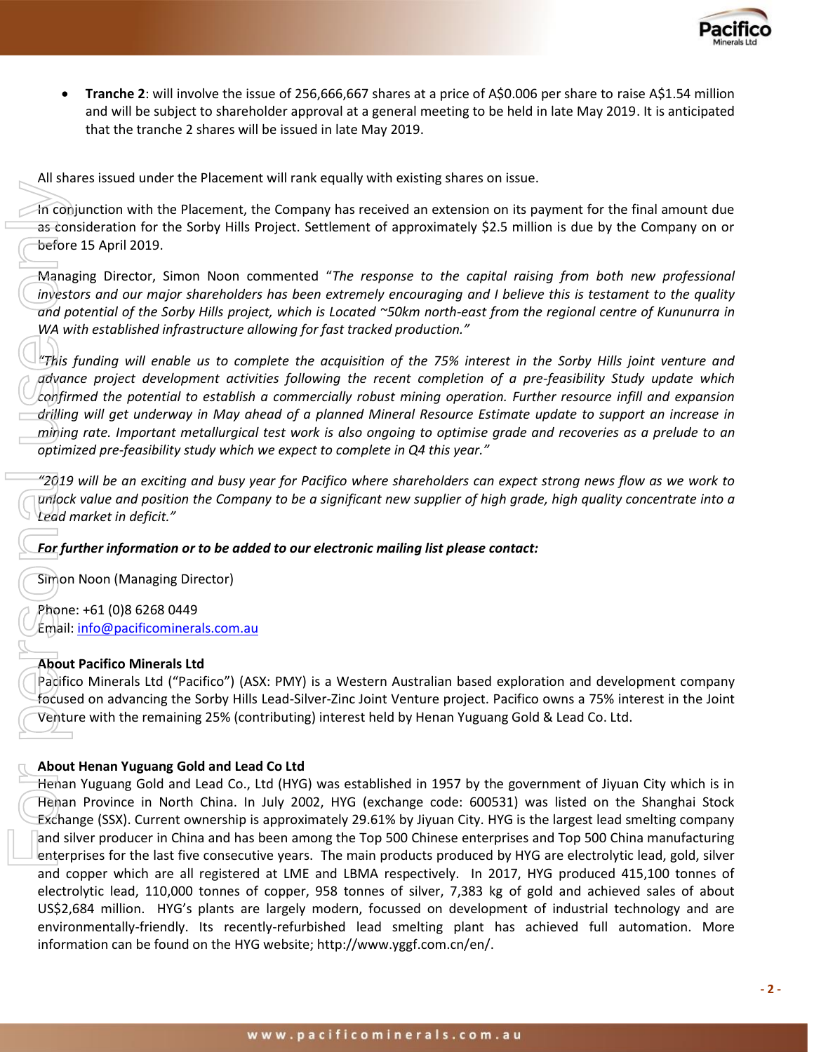- **Tranche 2**: will involve the issue of 256,666,667 shares at a price of A$0.006 per share to raise A$1.54 million and will be subject to shareholder approval at a general meeting to be held in late May 2019. It is anticipated that the tranche 2 shares will be issued in late May 2019.

All shares issued under the Placement will rank equally with existing shares on issue.

In conjunction with the Placement, the Company has received an extension on its payment for the final amount due as consideration for the Sorby Hills Project. Settlement of approximately $2.5 million is due by the Company on or before 15 April 2019.

Managing Director, Simon Noon commented "*The response to the capital raising from both new professional investors and our major shareholders has been extremely encouraging and I believe this is testament to the quality and potential of the Sorby Hills project, which is Located ~50km north-east from the regional centre of Kununurra in WA with established infrastructure allowing for fast tracked production.*"

*"This funding will enable us to complete the acquisition of the 75% interest in the Sorby Hills joint venture and advance project development activities following the recent completion of a pre-feasibility Study update which confirmed the potential to establish a commercially robust mining operation. Further resource infill and expansion drilling will get underway in May ahead of a planned Mineral Resource Estimate update to support an increase in mining rate. Important metallurgical test work is also ongoing to optimise grade and recoveries as a prelude to an optimized pre-feasibility study which we expect to complete in Q4 this year."*

*"2019 will be an exciting and busy year for Pacifico where shareholders can expect strong news flow as we work to unlock value and position the Company to be a significant new supplier of high grade, high quality concentrate into a Lead market in deficit."*

***For further information or to be added to our electronic mailing list please contact:***

Simon Noon (Managing Director)

Phone: +61 (0)8 6268 0449
Email: info@pacificominerals.com.au

**About Pacifico Minerals Ltd**
Pacifico Minerals Ltd ("Pacifico") (ASX: PMY) is a Western Australian based exploration and development company focused on advancing the Sorby Hills Lead-Silver-Zinc Joint Venture project. Pacifico owns a 75% interest in the Joint Venture with the remaining 25% (contributing) interest held by Henan Yuguang Gold & Lead Co. Ltd.

**About Henan Yuguang Gold and Lead Co Ltd**
Henan Yuguang Gold and Lead Co., Ltd (HYG) was established in 1957 by the government of Jiyuan City which is in Henan Province in North China. In July 2002, HYG (exchange code: 600531) was listed on the Shanghai Stock Exchange (SSX). Current ownership is approximately 29.61% by Jiyuan City. HYG is the largest lead smelting company and silver producer in China and has been among the Top 500 Chinese enterprises and Top 500 China manufacturing enterprises for the last five consecutive years. The main products produced by HYG are electrolytic lead, gold, silver and copper which are all registered at LME and LBMA respectively. In 2017, HYG produced 415,100 tonnes of electrolytic lead, 110,000 tonnes of copper, 958 tonnes of silver, 7,383 kg of gold and achieved sales of about US$2,684 million. HYG's plants are largely modern, focussed on development of industrial technology and are environmentally-friendly. Its recently-refurbished lead smelting plant has achieved full automation. More information can be found on the HYG website; http://www.yggf.com.cn/en/.